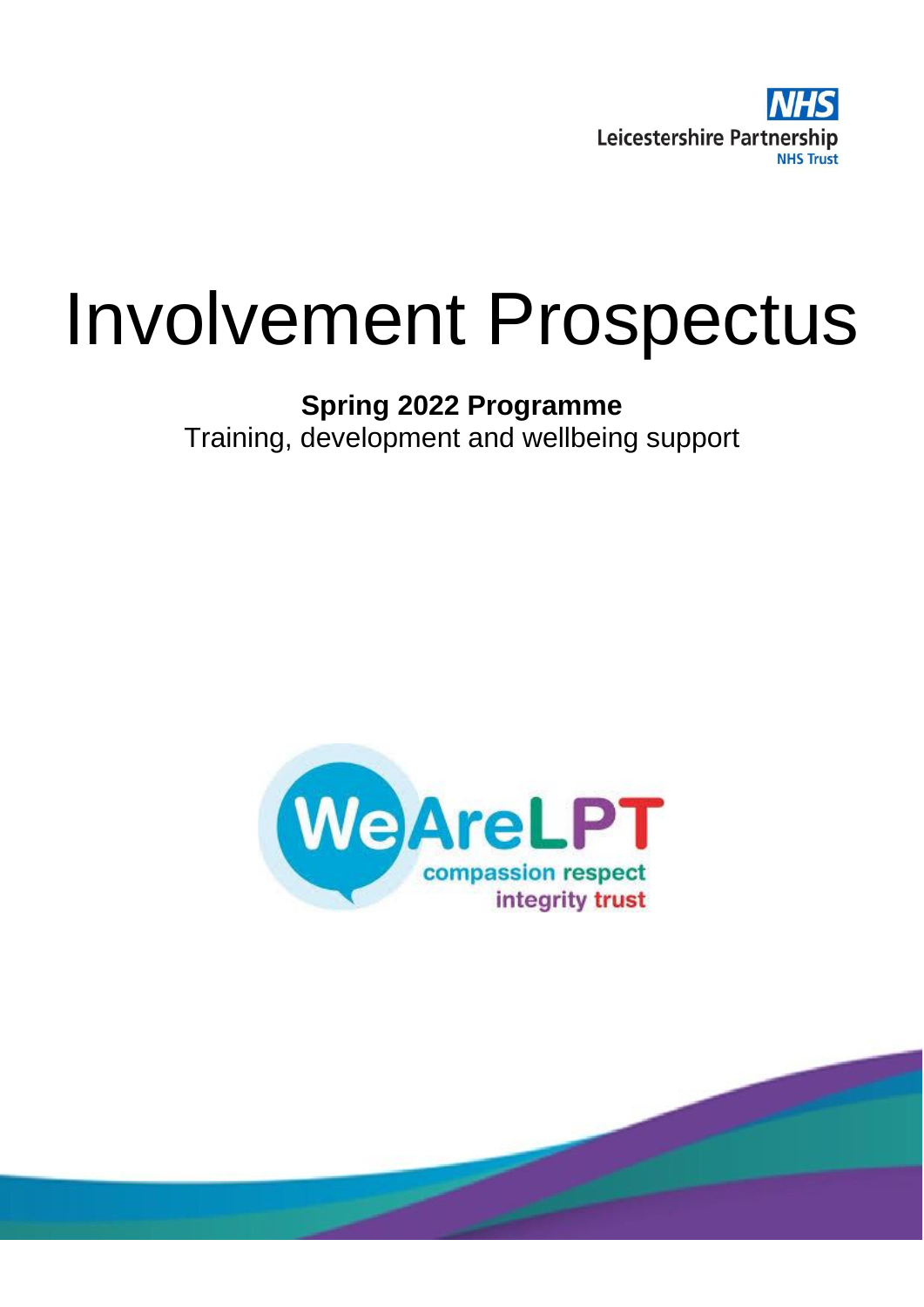NHS
Leicestershire Partnership
NHS Trust

# Involvement Prospectus

**Spring 2022 Programme**

Training, development and wellbeing support

WeAreLPT

compassion respect integrity trust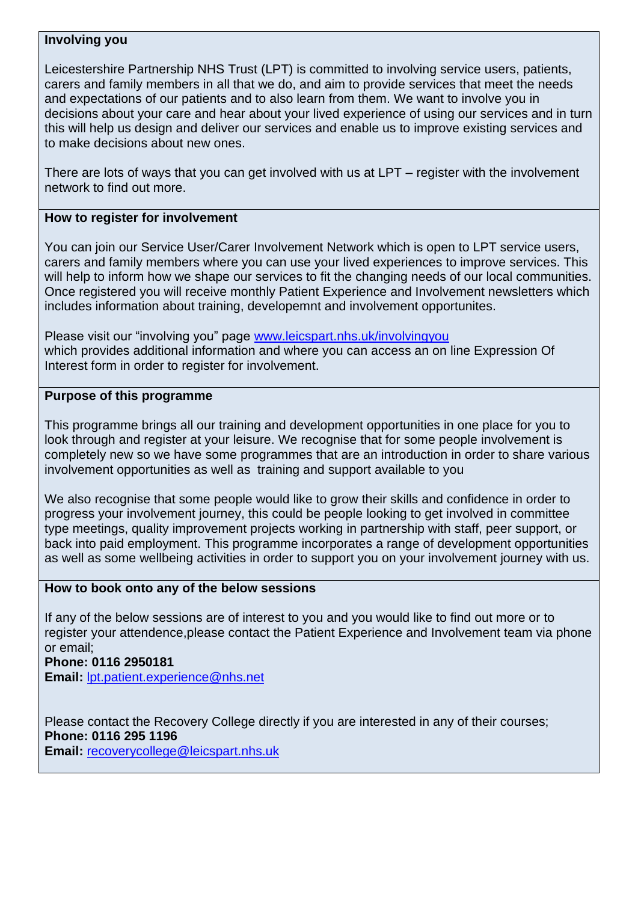**Involving you**

Leicestershire Partnership NHS Trust (LPT) is committed to involving service users, patients, carers and family members in all that we do, and aim to provide services that meet the needs and expectations of our patients and to also learn from them. We want to involve you in decisions about your care and hear about your lived experience of using our services and in turn this will help us design and deliver our services and enable us to improve existing services and to make decisions about new ones.

There are lots of ways that you can get involved with us at LPT – register with the involvement network to find out more.

**How to register for involvement**

You can join our Service User/Carer Involvement Network which is open to LPT service users, carers and family members where you can use your lived experiences to improve services. This will help to inform how we shape our services to fit the changing needs of our local communities. Once registered you will receive monthly Patient Experience and Involvement newsletters which includes information about training, developemnt and involvement opportunites.

Please visit our "involving you" page [www.leicspart.nhs.uk/involvingyou](http://www.leicspart.nhs.uk/involvingyou)
which provides additional information and where you can access an on line Expression Of Interest form in order to register for involvement.

**Purpose of this programme**

This programme brings all our training and development opportunities in one place for you to look through and register at your leisure. We recognise that for some people involvement is completely new so we have some programmes that are an introduction in order to share various involvement opportunities as well as training and support available to you

We also recognise that some people would like to grow their skills and confidence in order to progress your involvement journey, this could be people looking to get involved in committee type meetings, quality improvement projects working in partnership with staff, peer support, or back into paid employment. This programme incorporates a range of development opportunities as well as some wellbeing activities in order to support you on your involvement journey with us.

**How to book onto any of the below sessions**

If any of the below sessions are of interest to you and you would like to find out more or to register your attendence,please contact the Patient Experience and Involvement team via phone or email;
**Phone: 0116 2950181**
**Email:** [lpt.patient.experience@nhs.net](mailto:lpt.patient.experience@nhs.net)

Please contact the Recovery College directly if you are interested in any of their courses;
**Phone: 0116 295 1196**
**Email:** [recoverycollege@leicspart.nhs.uk](mailto:recoverycollege@leicspart.nhs.uk)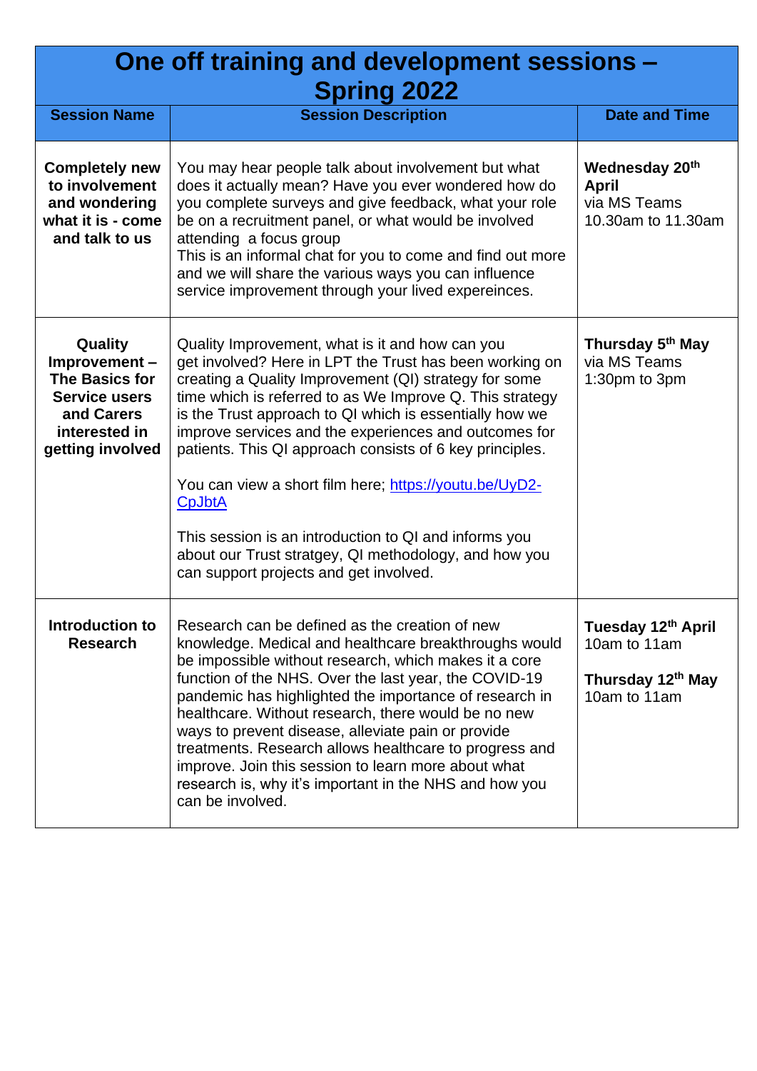# One off training and development sessions – Spring 2022

| Session Name | Session Description | Date and Time |
|---|---|---|
| **Completely new to involvement and wondering what it is - come and talk to us** | You may hear people talk about involvement but what does it actually mean? Have you ever wondered how do you complete surveys and give feedback, what your role be on a recruitment panel, or what would be involved attending  a focus group<br>This is an informal chat for you to come and find out more and we will share the various ways you can influence service improvement through your lived expereinces. | **Wednesday 20th April**<br>via MS Teams<br>10.30am to 11.30am |
| **Quality Improvement – The Basics for Service users and Carers interested in getting involved** | Quality Improvement, what is it and how can you get involved? Here in LPT the Trust has been working on creating a Quality Improvement (QI) strategy for some time which is referred to as We Improve Q. This strategy is the Trust approach to QI which is essentially how we improve services and the experiences and outcomes for patients. This QI approach consists of 6 key principles.<br><br>You can view a short film here; https://youtu.be/UyD2-CpJbtA<br><br>This session is an introduction to QI and informs you about our Trust stratgey, QI methodology, and how you can support projects and get involved. | **Thursday 5th May**<br>via MS Teams<br>1:30pm to 3pm |
| **Introduction to Research** | Research can be defined as the creation of new knowledge. Medical and healthcare breakthroughs would be impossible without research, which makes it a core function of the NHS. Over the last year, the COVID-19 pandemic has highlighted the importance of research in healthcare. Without research, there would be no new ways to prevent disease, alleviate pain or provide treatments. Research allows healthcare to progress and improve. Join this session to learn more about what research is, why it's important in the NHS and how you can be involved. | **Tuesday 12th April**<br>10am to 11am<br><br>**Thursday 12th May**<br>10am to 11am |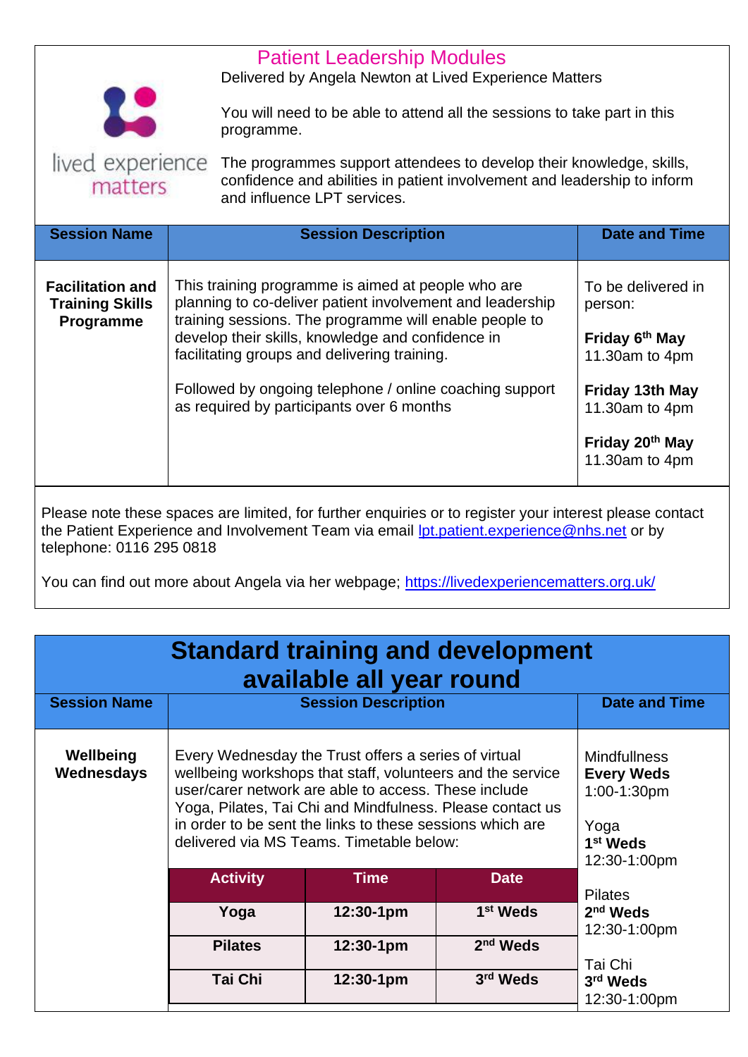## Patient Leadership Modules

Delivered by Angela Newton at Lived Experience Matters

You will need to be able to attend all the sessions to take part in this programme.

The programmes support attendees to develop their knowledge, skills, confidence and abilities in patient involvement and leadership to inform and influence LPT services.

| Session Name | Session Description | Date and Time |
|---|---|---|
| **Facilitation and Training Skills Programme** | This training programme is aimed at people who are planning to co-deliver patient involvement and leadership training sessions. The programme will enable people to develop their skills, knowledge and confidence in facilitating groups and delivering training.<br><br>Followed by ongoing telephone / online coaching support as required by participants over 6 months | To be delivered in person:<br><br>**Friday 6th May** 11.30am to 4pm<br><br>**Friday 13th May** 11.30am to 4pm<br><br>**Friday 20th May** 11.30am to 4pm |

Please note these spaces are limited, for further enquiries or to register your interest please contact the Patient Experience and Involvement Team via email lpt.patient.experience@nhs.net or by telephone: 0116 295 0818

You can find out more about Angela via her webpage; https://livedexperiencematters.org.uk/

## Standard training and development available all year round

| Session Name | Session Description | Date and Time |
|---|---|---|
| **Wellbeing Wednesdays** | Every Wednesday the Trust offers a series of virtual wellbeing workshops that staff, volunteers and the service user/carer network are able to access. These include Yoga, Pilates, Tai Chi and Mindfulness. Please contact us in order to be sent the links to these sessions which are delivered via MS Teams. Timetable below: | Mindfullness **Every Weds** 1:00-1:30pm<br><br>Yoga **1st Weds** 12:30-1:00pm<br><br>Pilates **2nd Weds** 12:30-1:00pm<br><br>Tai Chi **3rd Weds** 12:30-1:00pm |

| Activity | Time | Date |
|---|---|---|
| **Yoga** | **12:30-1pm** | **1st Weds** |
| **Pilates** | **12:30-1pm** | **2nd Weds** |
| **Tai Chi** | **12:30-1pm** | **3rd Weds** |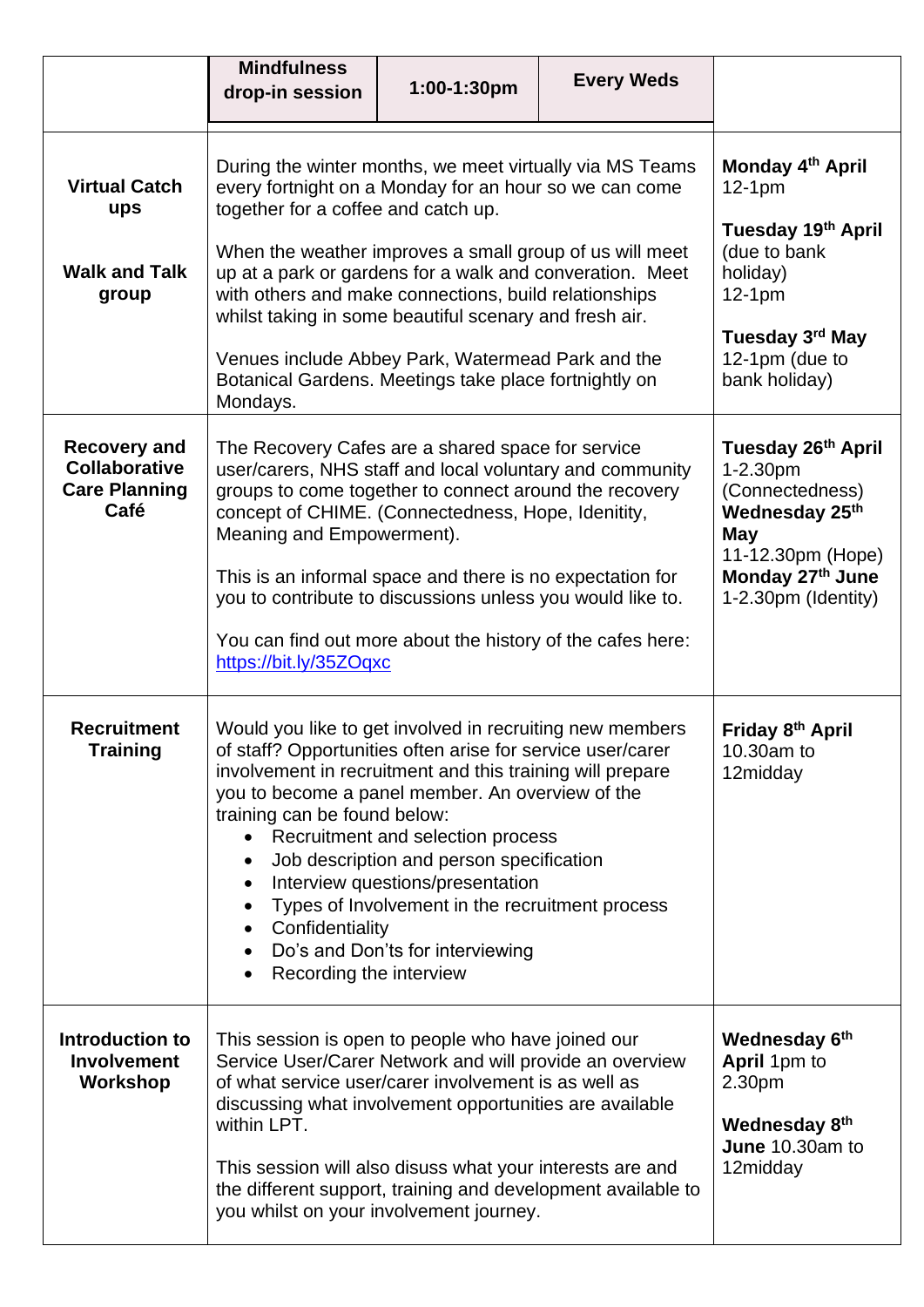| | | | |
|---|---|---|---|
| | **Mindfulness drop-in session** | **1:00-1:30pm** | **Every Weds** |
| **Virtual Catch ups**<br><br>**Walk and Talk group** | During the winter months, we meet virtually via MS Teams every fortnight on a Monday for an hour so we can come together for a coffee and catch up.<br><br>When the weather improves a small group of us will meet up at a park or gardens for a walk and converation. Meet with others and make connections, build relationships whilst taking in some beautiful scenary and fresh air.<br><br>Venues include Abbey Park, Watermead Park and the Botanical Gardens. Meetings take place fortnightly on Mondays. | | **Monday 4th April** 12-1pm<br><br>**Tuesday 19th April** (due to bank holiday) 12-1pm<br><br>**Tuesday 3rd May** 12-1pm (due to bank holiday) |
| **Recovery and Collaborative Care Planning Café** | The Recovery Cafes are a shared space for service user/carers, NHS staff and local voluntary and community groups to come together to connect around the recovery concept of CHIME. (Connectedness, Hope, Idenitity, Meaning and Empowerment).<br><br>This is an informal space and there is no expectation for you to contribute to discussions unless you would like to.<br><br>You can find out more about the history of the cafes here: https://bit.ly/35ZOqxc | | **Tuesday 26th April** 1-2.30pm (Connectedness)<br>**Wednesday 25th May** 11-12.30pm (Hope)<br>**Monday 27th June** 1-2.30pm (Identity) |
| **Recruitment Training** | Would you like to get involved in recruiting new members of staff? Opportunities often arise for service user/carer involvement in recruitment and this training will prepare you to become a panel member. An overview of the training can be found below:<br>• Recruitment and selection process<br>• Job description and person specification<br>• Interview questions/presentation<br>• Types of Involvement in the recruitment process<br>• Confidentiality<br>• Do's and Don'ts for interviewing<br>• Recording the interview | | **Friday 8th April** 10.30am to 12midday |
| **Introduction to Involvement Workshop** | This session is open to people who have joined our Service User/Carer Network and will provide an overview of what service user/carer involvement is as well as discussing what involvement opportunities are available within LPT.<br><br>This session will also disuss what your interests are and the different support, training and development available to you whilst on your involvement journey. | | **Wednesday 6th April** 1pm to 2.30pm<br><br>**Wednesday 8th June** 10.30am to 12midday |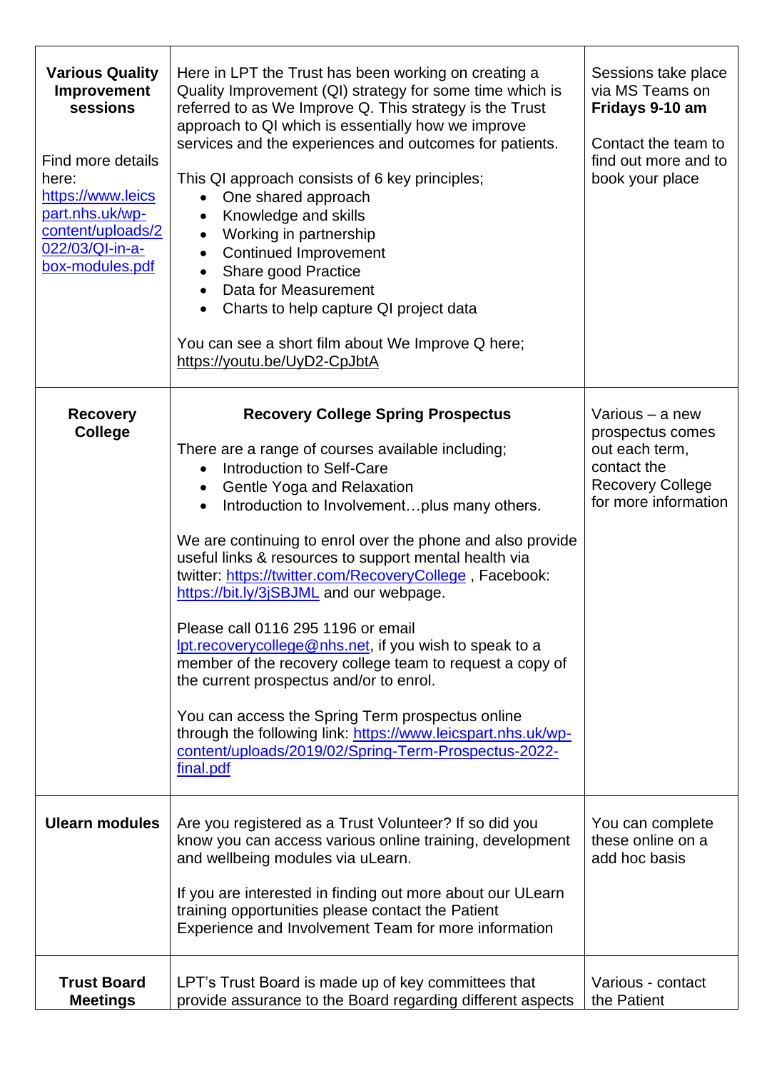| | | |
|---|---|---|
| **Various Quality Improvement sessions**<br><br>Find more details here: https://www.leicspart.nhs.uk/wp-content/uploads/2022/03/QI-in-a-box-modules.pdf | Here in LPT the Trust has been working on creating a Quality Improvement (QI) strategy for some time which is referred to as We Improve Q. This strategy is the Trust approach to QI which is essentially how we improve services and the experiences and outcomes for patients.<br><br>This QI approach consists of 6 key principles;<br>• One shared approach<br>• Knowledge and skills<br>• Working in partnership<br>• Continued Improvement<br>• Share good Practice<br>• Data for Measurement<br>• Charts to help capture QI project data<br><br>You can see a short film about We Improve Q here; https://youtu.be/UyD2-CpJbtA | Sessions take place via MS Teams on **Fridays 9-10 am**<br><br>Contact the team to find out more and to book your place |
| **Recovery College** | **Recovery College Spring Prospectus**<br><br>There are a range of courses available including;<br>• Introduction to Self-Care<br>• Gentle Yoga and Relaxation<br>• Introduction to Involvement…plus many others.<br><br>We are continuing to enrol over the phone and also provide useful links & resources to support mental health via twitter: https://twitter.com/RecoveryCollege , Facebook: https://bit.ly/3jSBJML and our webpage.<br><br>Please call 0116 295 1196 or email lpt.recoverycollege@nhs.net, if you wish to speak to a member of the recovery college team to request a copy of the current prospectus and/or to enrol.<br><br>You can access the Spring Term prospectus online through the following link: https://www.leicspart.nhs.uk/wp-content/uploads/2019/02/Spring-Term-Prospectus-2022-final.pdf | Various – a new prospectus comes out each term, contact the Recovery College for more information |
| **Ulearn modules** | Are you registered as a Trust Volunteer? If so did you know you can access various online training, development and wellbeing modules via uLearn.<br><br>If you are interested in finding out more about our ULearn training opportunities please contact the Patient Experience and Involvement Team for more information | You can complete these online on a add hoc basis |
| **Trust Board Meetings** | LPT's Trust Board is made up of key committees that provide assurance to the Board regarding different aspects | Various - contact the Patient |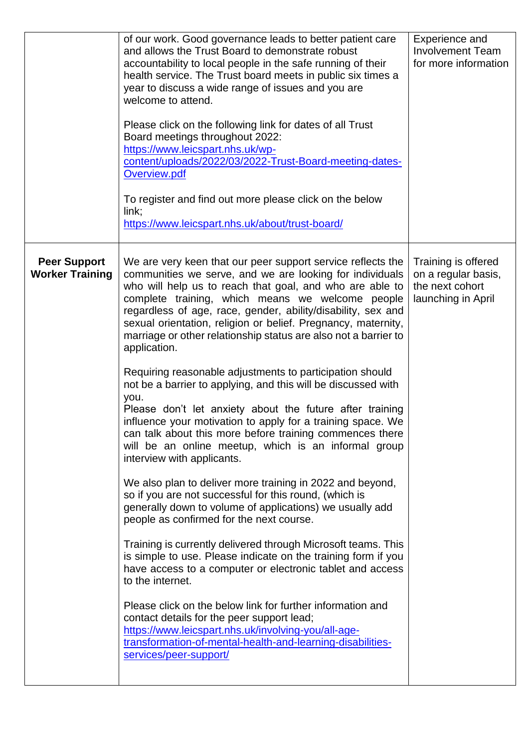| | | |
|---|---|---|
| | of our work. Good governance leads to better patient care and allows the Trust Board to demonstrate robust accountability to local people in the safe running of their health service. The Trust board meets in public six times a year to discuss a wide range of issues and you are welcome to attend.<br><br>Please click on the following link for dates of all Trust Board meetings throughout 2022: [https://www.leicspart.nhs.uk/wp-content/uploads/2022/03/2022-Trust-Board-meeting-dates-Overview.pdf](https://www.leicspart.nhs.uk/wp-content/uploads/2022/03/2022-Trust-Board-meeting-dates-Overview.pdf)<br><br>To register and find out more please click on the below link; [https://www.leicspart.nhs.uk/about/trust-board/](https://www.leicspart.nhs.uk/about/trust-board/) | Experience and Involvement Team for more information |
| **Peer Support Worker Training** | We are very keen that our peer support service reflects the communities we serve, and we are looking for individuals who will help us to reach that goal, and who are able to complete training, which means we welcome people regardless of age, race, gender, ability/disability, sex and sexual orientation, religion or belief. Pregnancy, maternity, marriage or other relationship status are also not a barrier to application.<br><br>Requiring reasonable adjustments to participation should not be a barrier to applying, and this will be discussed with you.<br>Please don't let anxiety about the future after training influence your motivation to apply for a training space. We can talk about this more before training commences there will be an online meetup, which is an informal group interview with applicants.<br><br>We also plan to deliver more training in 2022 and beyond, so if you are not successful for this round, (which is generally down to volume of applications) we usually add people as confirmed for the next course.<br><br>Training is currently delivered through Microsoft teams. This is simple to use. Please indicate on the training form if you have access to a computer or electronic tablet and access to the internet.<br><br>Please click on the below link for further information and contact details for the peer support lead; [https://www.leicspart.nhs.uk/involving-you/all-age-transformation-of-mental-health-and-learning-disabilities-services/peer-support/](https://www.leicspart.nhs.uk/involving-you/all-age-transformation-of-mental-health-and-learning-disabilities-services/peer-support/) | Training is offered on a regular basis, the next cohort launching in April |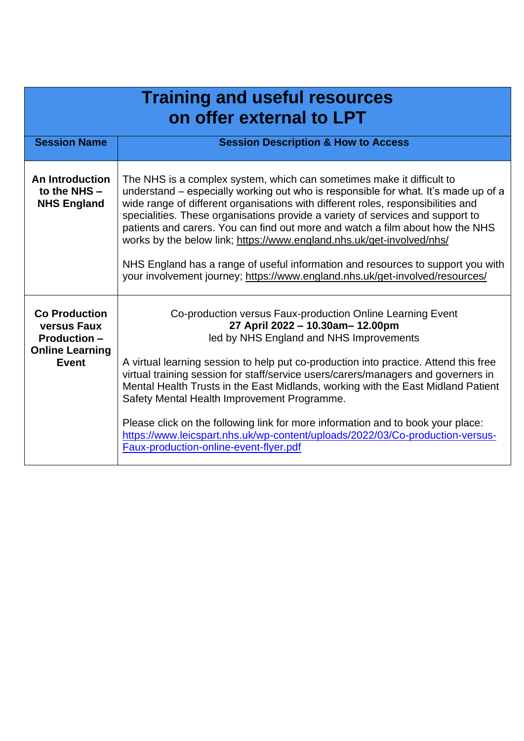# Training and useful resources on offer external to LPT

| Session Name | Session Description & How to Access |
| --- | --- |
| **An Introduction to the NHS – NHS England** | The NHS is a complex system, which can sometimes make it difficult to understand – especially working out who is responsible for what. It's made up of a wide range of different organisations with different roles, responsibilities and specialities. These organisations provide a variety of services and support to patients and carers. You can find out more and watch a film about how the NHS works by the below link; https://www.england.nhs.uk/get-involved/nhs/<br><br>NHS England has a range of useful information and resources to support you with your involvement journey; https://www.england.nhs.uk/get-involved/resources/ |
| **Co Production versus Faux Production – Online Learning Event** | Co-production versus Faux-production Online Learning Event<br>**27 April 2022 – 10.30am– 12.00pm**<br>led by NHS England and NHS Improvements<br><br>A virtual learning session to help put co-production into practice. Attend this free virtual training session for staff/service users/carers/managers and governers in Mental Health Trusts in the East Midlands, working with the East Midland Patient Safety Mental Health Improvement Programme.<br><br>Please click on the following link for more information and to book your place: https://www.leicspart.nhs.uk/wp-content/uploads/2022/03/Co-production-versus-Faux-production-online-event-flyer.pdf |